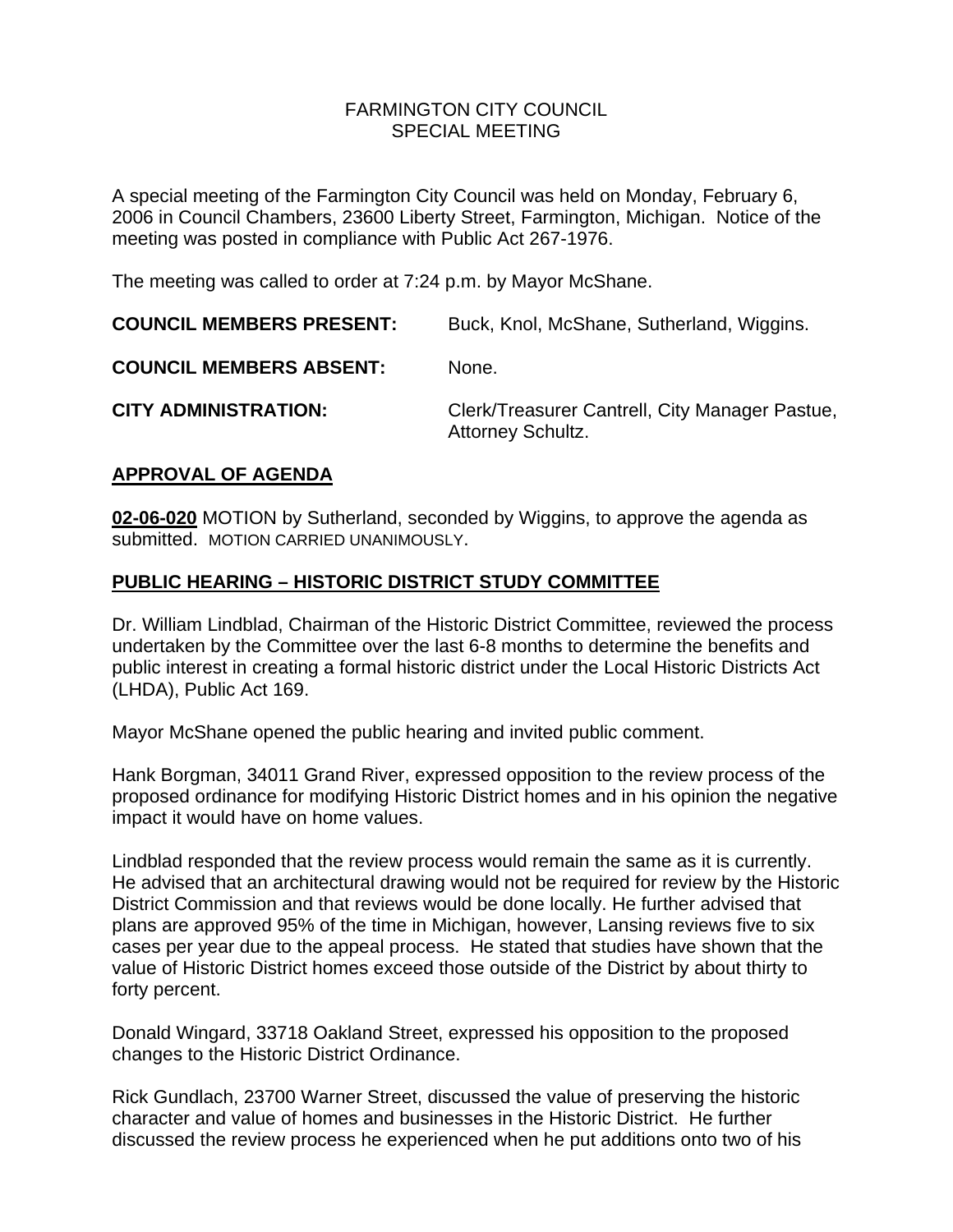# FARMINGTON CITY COUNCIL
## SPECIAL MEETING

A special meeting of the Farmington City Council was held on Monday, February 6, 2006 in Council Chambers, 23600 Liberty Street, Farmington, Michigan. Notice of the meeting was posted in compliance with Public Act 267-1976.

The meeting was called to order at 7:24 p.m. by Mayor McShane.

**COUNCIL MEMBERS PRESENT:** Buck, Knol, McShane, Sutherland, Wiggins.

**COUNCIL MEMBERS ABSENT:** None.

**CITY ADMINISTRATION:** Clerk/Treasurer Cantrell, City Manager Pastue, Attorney Schultz.

## APPROVAL OF AGENDA

**02-06-020** MOTION by Sutherland, seconded by Wiggins, to approve the agenda as submitted. MOTION CARRIED UNANIMOUSLY.

## PUBLIC HEARING – HISTORIC DISTRICT STUDY COMMITTEE

Dr. William Lindblad, Chairman of the Historic District Committee, reviewed the process undertaken by the Committee over the last 6-8 months to determine the benefits and public interest in creating a formal historic district under the Local Historic Districts Act (LHDA), Public Act 169.

Mayor McShane opened the public hearing and invited public comment.

Hank Borgman, 34011 Grand River, expressed opposition to the review process of the proposed ordinance for modifying Historic District homes and in his opinion the negative impact it would have on home values.

Lindblad responded that the review process would remain the same as it is currently. He advised that an architectural drawing would not be required for review by the Historic District Commission and that reviews would be done locally. He further advised that plans are approved 95% of the time in Michigan, however, Lansing reviews five to six cases per year due to the appeal process. He stated that studies have shown that the value of Historic District homes exceed those outside of the District by about thirty to forty percent.

Donald Wingard, 33718 Oakland Street, expressed his opposition to the proposed changes to the Historic District Ordinance.

Rick Gundlach, 23700 Warner Street, discussed the value of preserving the historic character and value of homes and businesses in the Historic District. He further discussed the review process he experienced when he put additions onto two of his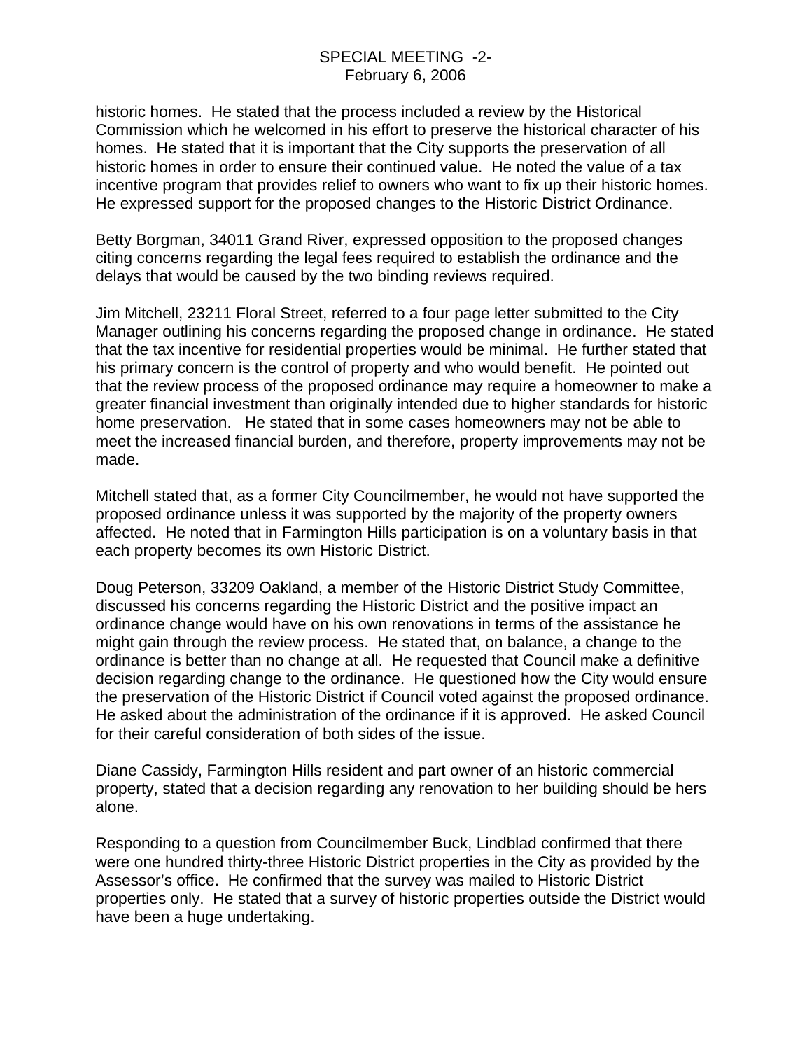historic homes. He stated that the process included a review by the Historical Commission which he welcomed in his effort to preserve the historical character of his homes. He stated that it is important that the City supports the preservation of all historic homes in order to ensure their continued value. He noted the value of a tax incentive program that provides relief to owners who want to fix up their historic homes. He expressed support for the proposed changes to the Historic District Ordinance.

Betty Borgman, 34011 Grand River, expressed opposition to the proposed changes citing concerns regarding the legal fees required to establish the ordinance and the delays that would be caused by the two binding reviews required.

Jim Mitchell, 23211 Floral Street, referred to a four page letter submitted to the City Manager outlining his concerns regarding the proposed change in ordinance. He stated that the tax incentive for residential properties would be minimal. He further stated that his primary concern is the control of property and who would benefit. He pointed out that the review process of the proposed ordinance may require a homeowner to make a greater financial investment than originally intended due to higher standards for historic home preservation. He stated that in some cases homeowners may not be able to meet the increased financial burden, and therefore, property improvements may not be made.

Mitchell stated that, as a former City Councilmember, he would not have supported the proposed ordinance unless it was supported by the majority of the property owners affected. He noted that in Farmington Hills participation is on a voluntary basis in that each property becomes its own Historic District.

Doug Peterson, 33209 Oakland, a member of the Historic District Study Committee, discussed his concerns regarding the Historic District and the positive impact an ordinance change would have on his own renovations in terms of the assistance he might gain through the review process. He stated that, on balance, a change to the ordinance is better than no change at all. He requested that Council make a definitive decision regarding change to the ordinance. He questioned how the City would ensure the preservation of the Historic District if Council voted against the proposed ordinance. He asked about the administration of the ordinance if it is approved. He asked Council for their careful consideration of both sides of the issue.

Diane Cassidy, Farmington Hills resident and part owner of an historic commercial property, stated that a decision regarding any renovation to her building should be hers alone.

Responding to a question from Councilmember Buck, Lindblad confirmed that there were one hundred thirty-three Historic District properties in the City as provided by the Assessor's office. He confirmed that the survey was mailed to Historic District properties only. He stated that a survey of historic properties outside the District would have been a huge undertaking.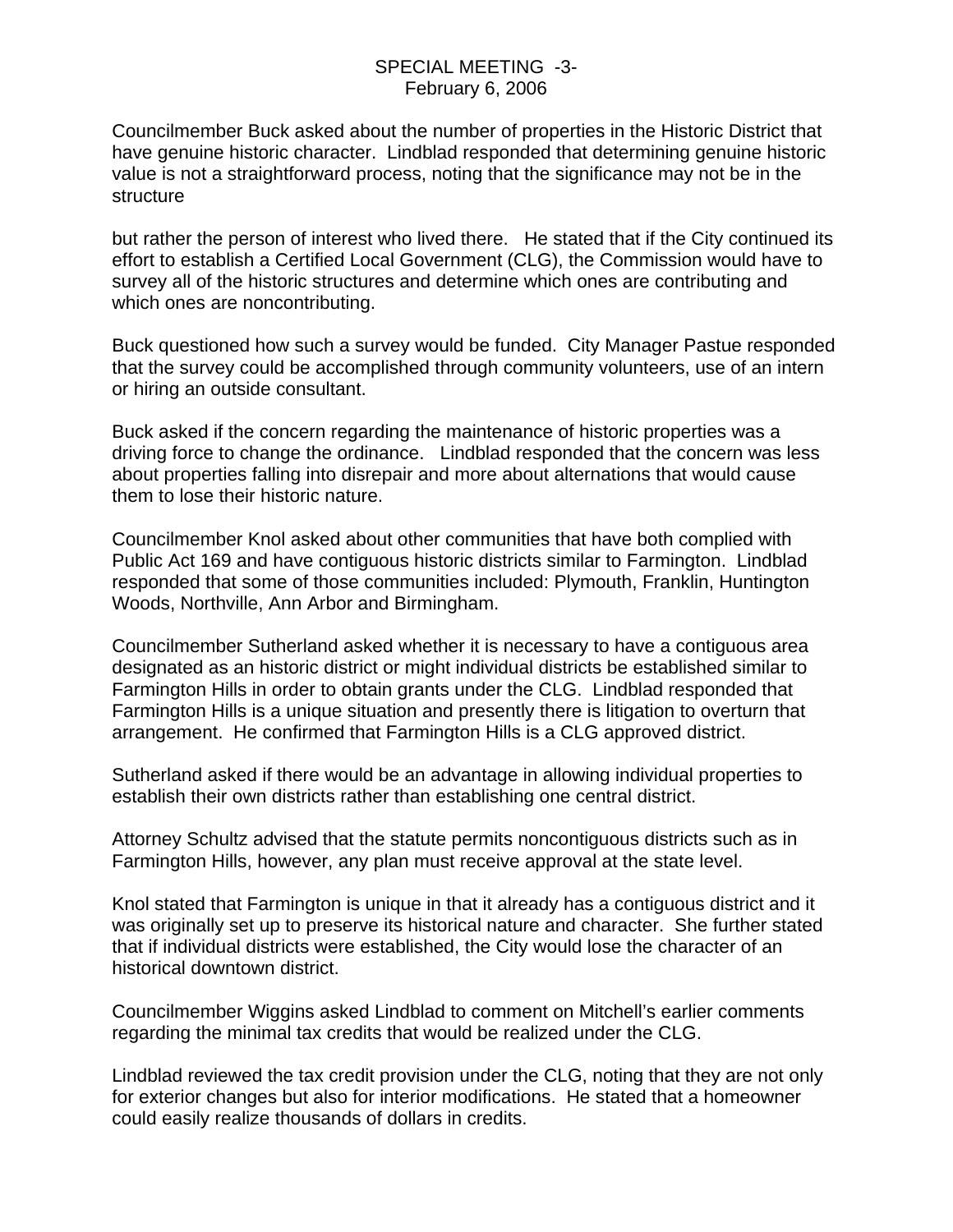Councilmember Buck asked about the number of properties in the Historic District that have genuine historic character. Lindblad responded that determining genuine historic value is not a straightforward process, noting that the significance may not be in the structure

but rather the person of interest who lived there. He stated that if the City continued its effort to establish a Certified Local Government (CLG), the Commission would have to survey all of the historic structures and determine which ones are contributing and which ones are noncontributing.

Buck questioned how such a survey would be funded. City Manager Pastue responded that the survey could be accomplished through community volunteers, use of an intern or hiring an outside consultant.

Buck asked if the concern regarding the maintenance of historic properties was a driving force to change the ordinance. Lindblad responded that the concern was less about properties falling into disrepair and more about alternations that would cause them to lose their historic nature.

Councilmember Knol asked about other communities that have both complied with Public Act 169 and have contiguous historic districts similar to Farmington. Lindblad responded that some of those communities included: Plymouth, Franklin, Huntington Woods, Northville, Ann Arbor and Birmingham.

Councilmember Sutherland asked whether it is necessary to have a contiguous area designated as an historic district or might individual districts be established similar to Farmington Hills in order to obtain grants under the CLG. Lindblad responded that Farmington Hills is a unique situation and presently there is litigation to overturn that arrangement. He confirmed that Farmington Hills is a CLG approved district.

Sutherland asked if there would be an advantage in allowing individual properties to establish their own districts rather than establishing one central district.

Attorney Schultz advised that the statute permits noncontiguous districts such as in Farmington Hills, however, any plan must receive approval at the state level.

Knol stated that Farmington is unique in that it already has a contiguous district and it was originally set up to preserve its historical nature and character. She further stated that if individual districts were established, the City would lose the character of an historical downtown district.

Councilmember Wiggins asked Lindblad to comment on Mitchell's earlier comments regarding the minimal tax credits that would be realized under the CLG.

Lindblad reviewed the tax credit provision under the CLG, noting that they are not only for exterior changes but also for interior modifications. He stated that a homeowner could easily realize thousands of dollars in credits.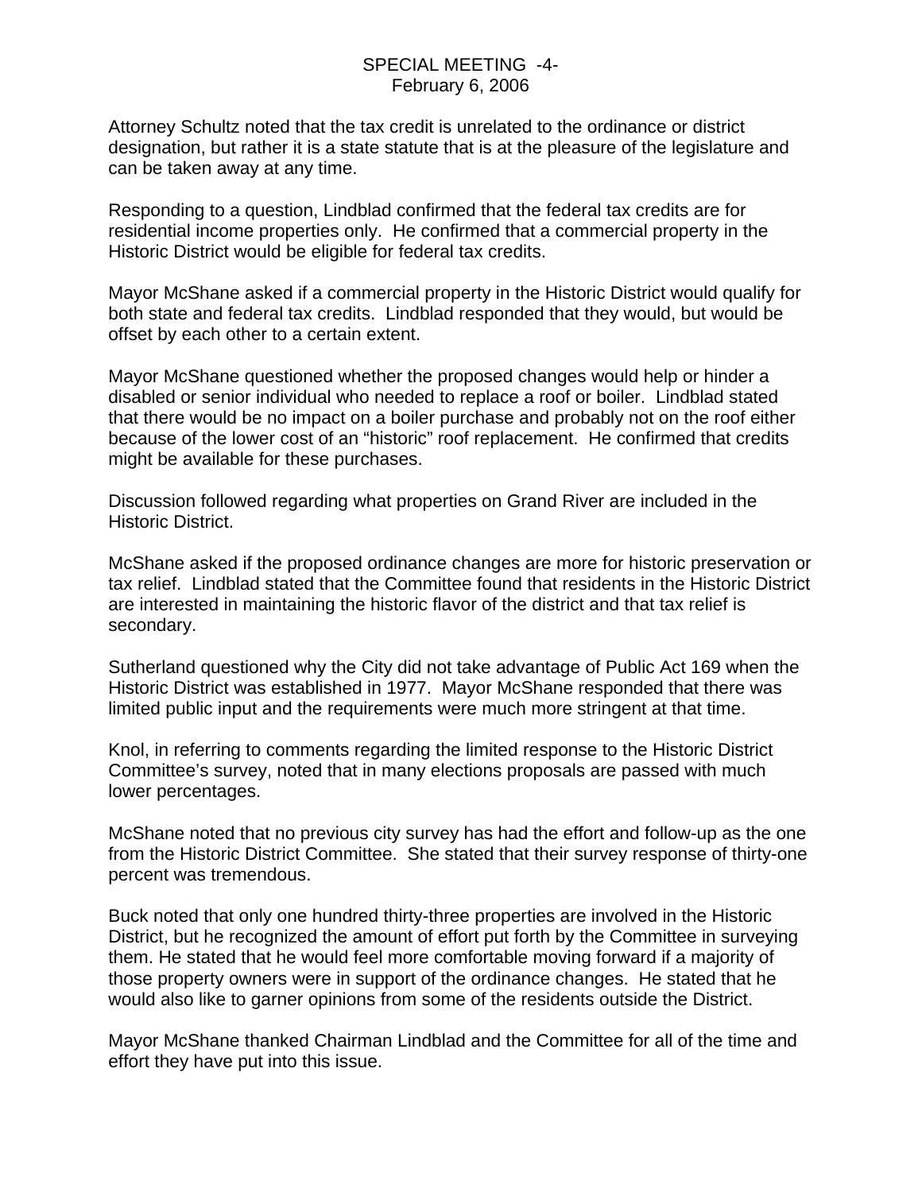Attorney Schultz noted that the tax credit is unrelated to the ordinance or district designation, but rather it is a state statute that is at the pleasure of the legislature and can be taken away at any time.

Responding to a question, Lindblad confirmed that the federal tax credits are for residential income properties only. He confirmed that a commercial property in the Historic District would be eligible for federal tax credits.

Mayor McShane asked if a commercial property in the Historic District would qualify for both state and federal tax credits. Lindblad responded that they would, but would be offset by each other to a certain extent.

Mayor McShane questioned whether the proposed changes would help or hinder a disabled or senior individual who needed to replace a roof or boiler. Lindblad stated that there would be no impact on a boiler purchase and probably not on the roof either because of the lower cost of an "historic" roof replacement. He confirmed that credits might be available for these purchases.

Discussion followed regarding what properties on Grand River are included in the Historic District.

McShane asked if the proposed ordinance changes are more for historic preservation or tax relief. Lindblad stated that the Committee found that residents in the Historic District are interested in maintaining the historic flavor of the district and that tax relief is secondary.

Sutherland questioned why the City did not take advantage of Public Act 169 when the Historic District was established in 1977. Mayor McShane responded that there was limited public input and the requirements were much more stringent at that time.

Knol, in referring to comments regarding the limited response to the Historic District Committee's survey, noted that in many elections proposals are passed with much lower percentages.

McShane noted that no previous city survey has had the effort and follow-up as the one from the Historic District Committee. She stated that their survey response of thirty-one percent was tremendous.

Buck noted that only one hundred thirty-three properties are involved in the Historic District, but he recognized the amount of effort put forth by the Committee in surveying them. He stated that he would feel more comfortable moving forward if a majority of those property owners were in support of the ordinance changes. He stated that he would also like to garner opinions from some of the residents outside the District.

Mayor McShane thanked Chairman Lindblad and the Committee for all of the time and effort they have put into this issue.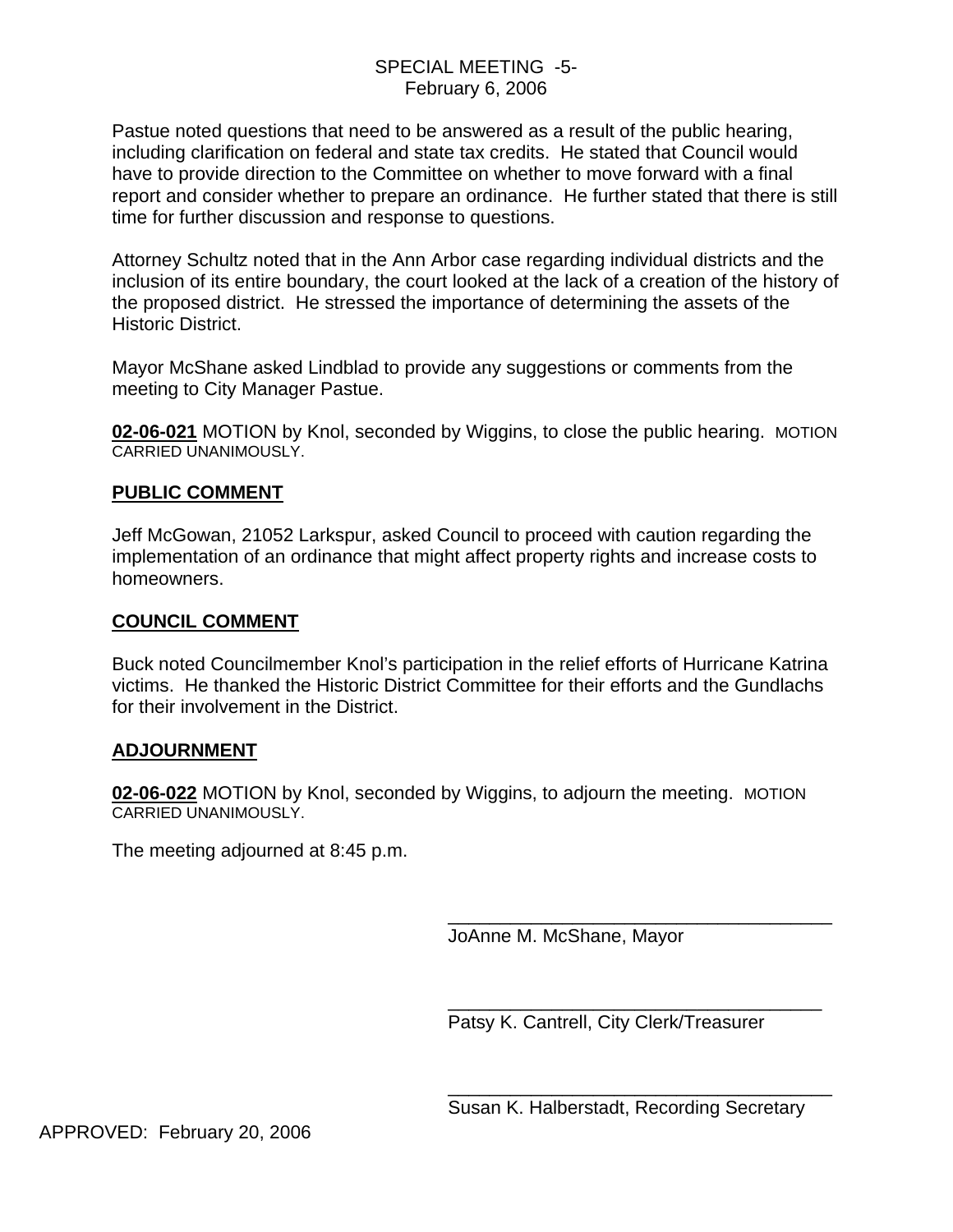Pastue noted questions that need to be answered as a result of the public hearing, including clarification on federal and state tax credits. He stated that Council would have to provide direction to the Committee on whether to move forward with a final report and consider whether to prepare an ordinance. He further stated that there is still time for further discussion and response to questions.

Attorney Schultz noted that in the Ann Arbor case regarding individual districts and the inclusion of its entire boundary, the court looked at the lack of a creation of the history of the proposed district. He stressed the importance of determining the assets of the Historic District.

Mayor McShane asked Lindblad to provide any suggestions or comments from the meeting to City Manager Pastue.

**02-06-021** MOTION by Knol, seconded by Wiggins, to close the public hearing. MOTION CARRIED UNANIMOUSLY.

## PUBLIC COMMENT

Jeff McGowan, 21052 Larkspur, asked Council to proceed with caution regarding the implementation of an ordinance that might affect property rights and increase costs to homeowners.

## COUNCIL COMMENT

Buck noted Councilmember Knol's participation in the relief efforts of Hurricane Katrina victims. He thanked the Historic District Committee for their efforts and the Gundlachs for their involvement in the District.

## ADJOURNMENT

**02-06-022** MOTION by Knol, seconded by Wiggins, to adjourn the meeting. MOTION CARRIED UNANIMOUSLY.

The meeting adjourned at 8:45 p.m.

\_\_\_\_\_\_\_\_\_\_\_\_\_\_\_\_\_\_\_\_\_\_\_\_\_\_\_\_\_\_\_\_\_\_\_\_\_\_
JoAnne M. McShane, Mayor

\_\_\_\_\_\_\_\_\_\_\_\_\_\_\_\_\_\_\_\_\_\_\_\_\_\_\_\_\_\_\_\_\_\_\_\_\_\_
Patsy K. Cantrell, City Clerk/Treasurer

\_\_\_\_\_\_\_\_\_\_\_\_\_\_\_\_\_\_\_\_\_\_\_\_\_\_\_\_\_\_\_\_\_\_\_\_\_\_
Susan K. Halberstadt, Recording Secretary

APPROVED: February 20, 2006